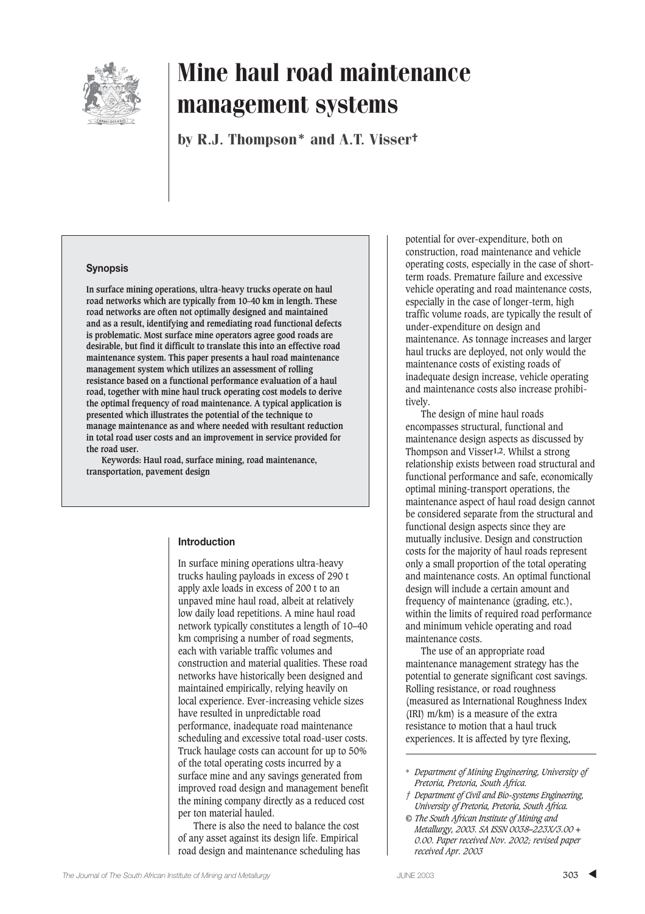# Mine haul road maintenance management systems

**by R.J. Thompson\* and A.T. Visser†**

### Synopsis

**In surface mining operations, ultra-heavy trucks operate on haul road networks which are typically from 10–40 km in length. These road networks are often not optimally designed and maintained and as a result, identifying and remediating road functional defects is problematic. Most surface mine operators agree good roads are desirable, but find it difficult to translate this into an effective road maintenance system. This paper presents a haul road maintenance management system which utilizes an assessment of rolling resistance based on a functional performance evaluation of a haul road, together with mine haul truck operating cost models to derive the optimal frequency of road maintenance. A typical application is presented which illustrates the potential of the technique to manage maintenance as and where needed with resultant reduction in total road user costs and an improvement in service provided for the road user.**

**Keywords: Haul road, surface mining, road maintenance, transportation, pavement design**

## Introduction

In surface mining operations ultra-heavy trucks hauling payloads in excess of 290 t apply axle loads in excess of 200 t to an unpaved mine haul road, albeit at relatively low daily load repetitions. A mine haul road network typically constitutes a length of 10–40 km comprising a number of road segments, each with variable traffic volumes and construction and material qualities. These road networks have historically been designed and maintained empirically, relying heavily on local experience. Ever-increasing vehicle sizes have resulted in unpredictable road performance, inadequate road maintenance scheduling and excessive total road-user costs. Truck haulage costs can account for up to 50% of the total operating costs incurred by a surface mine and any savings generated from improved road design and management benefit the mining company directly as a reduced cost per ton material hauled.

There is also the need to balance the cost of any asset against its design life. Empirical road design and maintenance scheduling has potential for over-expenditure, both on construction, road maintenance and vehicle operating costs, especially in the case of short-term roads. Premature failure and excessive vehicle operating and road maintenance costs, especially in the case of longer-term, high traffic volume roads, are typically the result of under-expenditure on design and maintenance. As tonnage increases and larger haul trucks are deployed, not only would the maintenance costs of existing roads of inadequate design increase, vehicle operating and maintenance costs also increase prohibitively.

The design of mine haul roads encompasses structural, functional and maintenance design aspects as discussed by Thompson and Visser[1,2]. Whilst a strong relationship exists between road structural and functional performance and safe, economically optimal mining-transport operations, the maintenance aspect of haul road design cannot be considered separate from the structural and functional design aspects since they are mutually inclusive. Design and construction costs for the majority of haul roads represent only a small proportion of the total operating and maintenance costs. An optimal functional design will include a certain amount and frequency of maintenance (grading, etc.), within the limits of required road performance and minimum vehicle operating and road maintenance costs.

The use of an appropriate road maintenance management strategy has the potential to generate significant cost savings. Rolling resistance, or road roughness (measured as International Roughness Index (IRI) m/km) is a measure of the extra resistance to motion that a haul truck experiences. It is affected by tyre flexing,

---

\* *Department of Mining Engineering, University of Pretoria, Pretoria, South Africa.*

† *Department of Civil and Bio-systems Engineering, University of Pretoria, Pretoria, South Africa.*

*© The South African Institute of Mining and Metallurgy, 2003. SA ISSN 0038–223X/3.00 + 0.00. Paper received Nov. 2002; revised paper received Apr. 2003*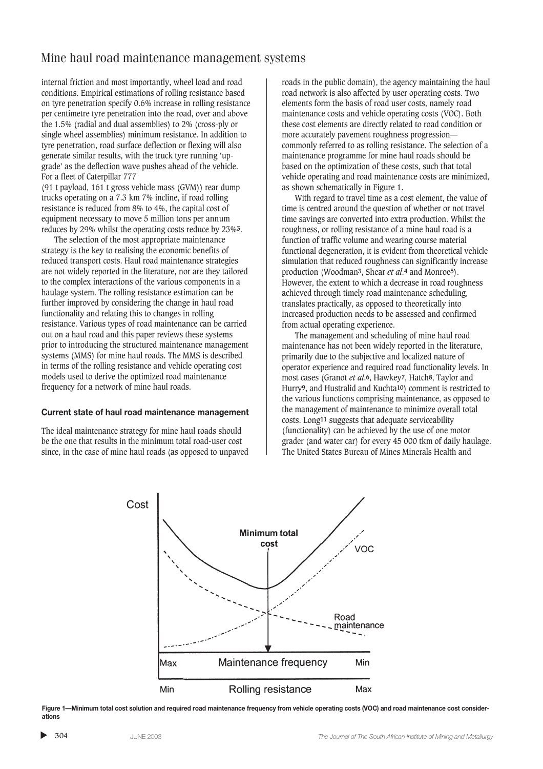internal friction and most importantly, wheel load and road conditions. Empirical estimations of rolling resistance based on tyre penetration specify 0.6% increase in rolling resistance per centimetre tyre penetration into the road, over and above the 1.5% (radial and dual assemblies) to 2% (cross-ply or single wheel assemblies) minimum resistance. In addition to tyre penetration, road surface deflection or flexing will also generate similar results, with the truck tyre running 'up-grade' as the deflection wave pushes ahead of the vehicle. For a fleet of Caterpillar 777 (91 t payload, 161 t gross vehicle mass (GVM)) rear dump trucks operating on a 7.3 km 7% incline, if road rolling resistance is reduced from 8% to 4%, the capital cost of equipment necessary to move 5 million tons per annum reduces by 29% whilst the operating costs reduce by 23%[3].

The selection of the most appropriate maintenance strategy is the key to realising the economic benefits of reduced transport costs. Haul road maintenance strategies are not widely reported in the literature, nor are they tailored to the complex interactions of the various components in a haulage system. The rolling resistance estimation can be further improved by considering the change in haul road functionality and relating this to changes in rolling resistance. Various types of road maintenance can be carried out on a haul road and this paper reviews these systems prior to introducing the structured maintenance management systems (MMS) for mine haul roads. The MMS is described in terms of the rolling resistance and vehicle operating cost models used to derive the optimized road maintenance frequency for a network of mine haul roads.

#### Current state of haul road maintenance management

The ideal maintenance strategy for mine haul roads should be the one that results in the minimum total road-user cost since, in the case of mine haul roads (as opposed to unpaved roads in the public domain), the agency maintaining the haul road network is also affected by user operating costs. Two elements form the basis of road user costs, namely road maintenance costs and vehicle operating costs (VOC). Both these cost elements are directly related to road condition or more accurately pavement roughness progression—commonly referred to as rolling resistance. The selection of a maintenance programme for mine haul roads should be based on the optimization of these costs, such that total vehicle operating and road maintenance costs are minimized, as shown schematically in Figure 1.

With regard to travel time as a cost element, the value of time is centred around the question of whether or not travel time savings are converted into extra production. Whilst the roughness, or rolling resistance of a mine haul road is a function of traffic volume and wearing course material functional degeneration, it is evident from theoretical vehicle simulation that reduced roughness can significantly increase production (Woodman[3], Shear *et al.*[4] and Monroe[5]). However, the extent to which a decrease in road roughness achieved through timely road maintenance scheduling, translates practically, as opposed to theoretically into increased production needs to be assessed and confirmed from actual operating experience.

The management and scheduling of mine haul road maintenance has not been widely reported in the literature, primarily due to the subjective and localized nature of operator experience and required road functionality levels. In most cases (Granot *et al.*[6], Hawkey[7], Hatch[8], Taylor and Hurry[9], and Hustralid and Kuchta[10]) comment is restricted to the various functions comprising maintenance, as opposed to the management of maintenance to minimize overall total costs. Long[11] suggests that adequate serviceability (functionality) can be achieved by the use of one motor grader (and water car) for every 45 000 tkm of daily haulage. The United States Bureau of Mines Minerals Health and

**Figure 1—Minimum total cost solution and required road maintenance frequency from vehicle operating costs (VOC) and road maintenance cost considerations**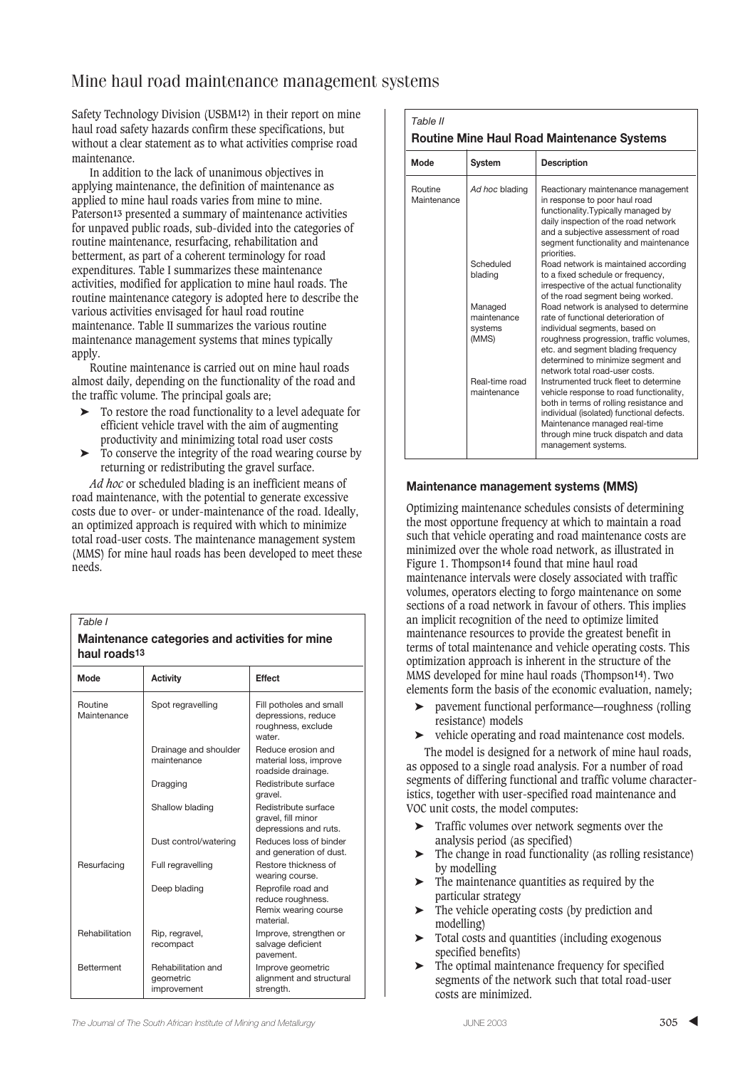Safety Technology Division (USBM[12]) in their report on mine haul road safety hazards confirm these specifications, but without a clear statement as to what activities comprise road maintenance.

In addition to the lack of unanimous objectives in applying maintenance, the definition of maintenance as applied to mine haul roads varies from mine to mine. Paterson[13] presented a summary of maintenance activities for unpaved public roads, sub-divided into the categories of routine maintenance, resurfacing, rehabilitation and betterment, as part of a coherent terminology for road expenditures. Table I summarizes these maintenance activities, modified for application to mine haul roads. The routine maintenance category is adopted here to describe the various activities envisaged for haul road routine maintenance. Table II summarizes the various routine maintenance management systems that mines typically apply.

Routine maintenance is carried out on mine haul roads almost daily, depending on the functionality of the road and the traffic volume. The principal goals are;

- To restore the road functionality to a level adequate for efficient vehicle travel with the aim of augmenting productivity and minimizing total road user costs
- To conserve the integrity of the road wearing course by returning or redistributing the gravel surface.

*Ad hoc* or scheduled blading is an inefficient means of road maintenance, with the potential to generate excessive costs due to over- or under-maintenance of the road. Ideally, an optimized approach is required with which to minimize total road-user costs. The maintenance management system (MMS) for mine haul roads has been developed to meet these needs.

*Table I*

**Maintenance categories and activities for mine haul roads[13]**

| Mode | Activity | Effect |
|---|---|---|
| Routine Maintenance | Spot regravelling | Fill potholes and small depressions, reduce roughness, exclude water. |
| | Drainage and shoulder maintenance | Reduce erosion and material loss, improve roadside drainage. |
| | Dragging | Redistribute surface gravel. |
| | Shallow blading | Redistribute surface gravel, fill minor depressions and ruts. |
| | Dust control/watering | Reduces loss of binder and generation of dust. |
| Resurfacing | Full regravelling | Restore thickness of wearing course. |
| | Deep blading | Reprofile road and reduce roughness. Remix wearing course material. |
| Rehabilitation | Rip, regravel, recompact | Improve, strengthen or salvage deficient pavement. |
| Betterment | Rehabilitation and geometric improvement | Improve geometric alignment and structural strength. |

*Table II*

**Routine Mine Haul Road Maintenance Systems**

| Mode | System | Description |
|---|---|---|
| Routine Maintenance | *Ad hoc* blading | Reactionary maintenance management in response to poor haul road functionality. Typically managed by daily inspection of the actual road network and a subjective assessment of road segment functionality and maintenance priorities. |
| | Scheduled blading | Road network is maintained according to a fixed schedule or frequency, irrespective of the actual functionality of the road segment being worked. |
| | Managed maintenance systems (MMS) | Road network is analysed to determine rate of functional deterioration of individual segments, based on roughness progression, traffic volumes, etc. and segment blading frequency determined to minimize segment and network total road-user costs. |
| | Real-time road maintenance | Instrumented truck fleet to determine vehicle response to road functionality, both in terms of rolling resistance and individual (isolated) functional defects. Maintenance managed real-time through mine truck dispatch and data management systems. |

### Maintenance management systems (MMS)

Optimizing maintenance schedules consists of determining the most opportune frequency at which to maintain a road such that vehicle operating and road maintenance costs are minimized over the whole road network, as illustrated in Figure 1. Thompson[14] found that mine haul road maintenance intervals were closely associated with traffic volumes, operators electing to forgo maintenance on some sections of a road network in favour of others. This implies an implicit recognition of the need to optimize limited maintenance resources to provide the greatest benefit in terms of total maintenance and vehicle operating costs. This optimization approach is inherent in the structure of the MMS developed for mine haul roads (Thompson[14]). Two elements form the basis of the economic evaluation, namely;

- pavement functional performance—roughness (rolling resistance) models
- vehicle operating and road maintenance cost models.

The model is designed for a network of mine haul roads, as opposed to a single road analysis. For a number of road segments of differing functional and traffic volume characteristics, together with user-specified road maintenance and VOC unit costs, the model computes:

- Traffic volumes over network segments over the analysis period (as specified)
- The change in road functionality (as rolling resistance) by modelling
- The maintenance quantities as required by the particular strategy
- The vehicle operating costs (by prediction and modelling)
- Total costs and quantities (including exogenous specified benefits)
- The optimal maintenance frequency for specified segments of the network such that total road-user costs are minimized.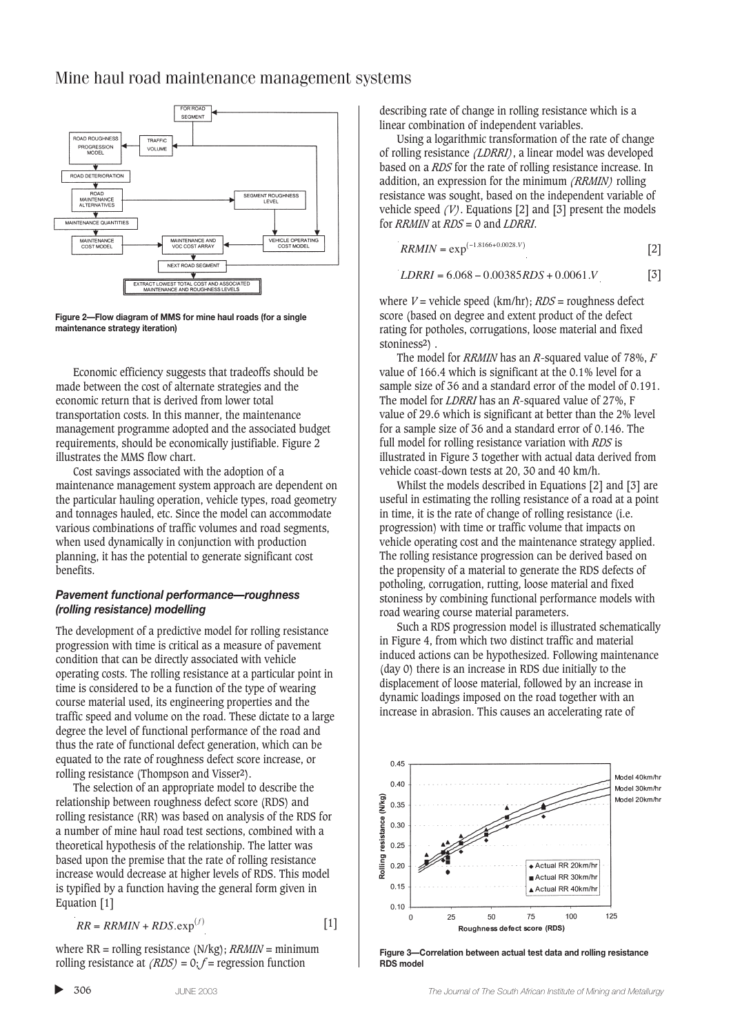Figure 2—Flow diagram of MMS for mine haul roads (for a single maintenance strategy iteration)

Economic efficiency suggests that tradeoffs should be made between the cost of alternate strategies and the economic return that is derived from lower total transportation costs. In this manner, the maintenance management programme adopted and the associated budget requirements, should be economically justifiable. Figure 2 illustrates the MMS flow chart.

Cost savings associated with the adoption of a maintenance management system approach are dependent on the particular hauling operation, vehicle types, road geometry and tonnages hauled, etc. Since the model can accommodate various combinations of traffic volumes and road segments, when used dynamically in conjunction with production planning, it has the potential to generate significant cost benefits.

### *Pavement functional performance—roughness (rolling resistance) modelling*

The development of a predictive model for rolling resistance progression with time is critical as a measure of pavement condition that can be directly associated with vehicle operating costs. The rolling resistance at a particular point in time is considered to be a function of the type of wearing course material used, its engineering properties and the traffic speed and volume on the road. These dictate to a large degree the level of functional performance of the road and thus the rate of functional defect generation, which can be equated to the rate of roughness defect score increase, or rolling resistance (Thompson and Visser[2]).

The selection of an appropriate model to describe the relationship between roughness defect score (RDS) and rolling resistance (RR) was based on analysis of the RDS for a number of mine haul road test sections, combined with a theoretical hypothesis of the relationship. The latter was based upon the premise that the rate of rolling resistance increase would decrease at higher levels of RDS. This model is typified by a function having the general form given in Equation [1]

$$RR = RRMIN + RDS.\exp^{(f)} \qquad [1]$$

where RR = rolling resistance (N/kg); *RRMIN* = minimum rolling resistance at *(RDS)* = 0; *f* = regression function describing rate of change in rolling resistance which is a linear combination of independent variables.

Using a logarithmic transformation of the rate of change of rolling resistance *(LDRRI)*, a linear model was developed based on a *RDS* for the rate of rolling resistance increase. In addition, an expression for the minimum *(RRMIN)* rolling resistance was sought, based on the independent variable of vehicle speed *(V)*. Equations [2] and [3] present the models for *RRMIN* at *RDS* = 0 and *LDRRI*.

$$RRMIN = \exp^{(-1.8166+0.0028.V)} \qquad [2]$$

$$LDRRI = 6.068 - 0.00385RDS + 0.0061.V \qquad [3]$$

where $V$ = vehicle speed (km/hr); *RDS* = roughness defect score (based on degree and extent product of the defect rating for potholes, corrugations, loose material and fixed stoniness[2]) .

The model for *RRMIN* has an $R$-squared value of 78%, $F$ value of 166.4 which is significant at the 0.1% level for a sample size of 36 and a standard error of the model of 0.191. The model for *LDRRI* has an $R$-squared value of 27%, F value of 29.6 which is significant at better than the 2% level for a sample size of 36 and a standard error of 0.146. The full model for rolling resistance variation with *RDS* is illustrated in Figure 3 together with actual data derived from vehicle coast-down tests at 20, 30 and 40 km/h.

Whilst the models described in Equations [2] and [3] are useful in estimating the rolling resistance of a road at a point in time, it is the rate of change of rolling resistance (i.e. progression) with time or traffic volume that impacts on vehicle operating cost and the maintenance strategy applied. The rolling resistance progression can be derived based on the propensity of a material to generate the RDS defects of potholing, corrugation, rutting, loose material and fixed stoniness by combining functional performance models with road wearing course material parameters.

Such a RDS progression model is illustrated schematically in Figure 4, from which two distinct traffic and material induced actions can be hypothesized. Following maintenance (day 0) there is an increase in RDS due initially to the displacement of loose material, followed by an increase in dynamic loadings imposed on the road together with an increase in abrasion. This causes an accelerating rate of

Figure 3—Correlation between actual test data and rolling resistance RDS model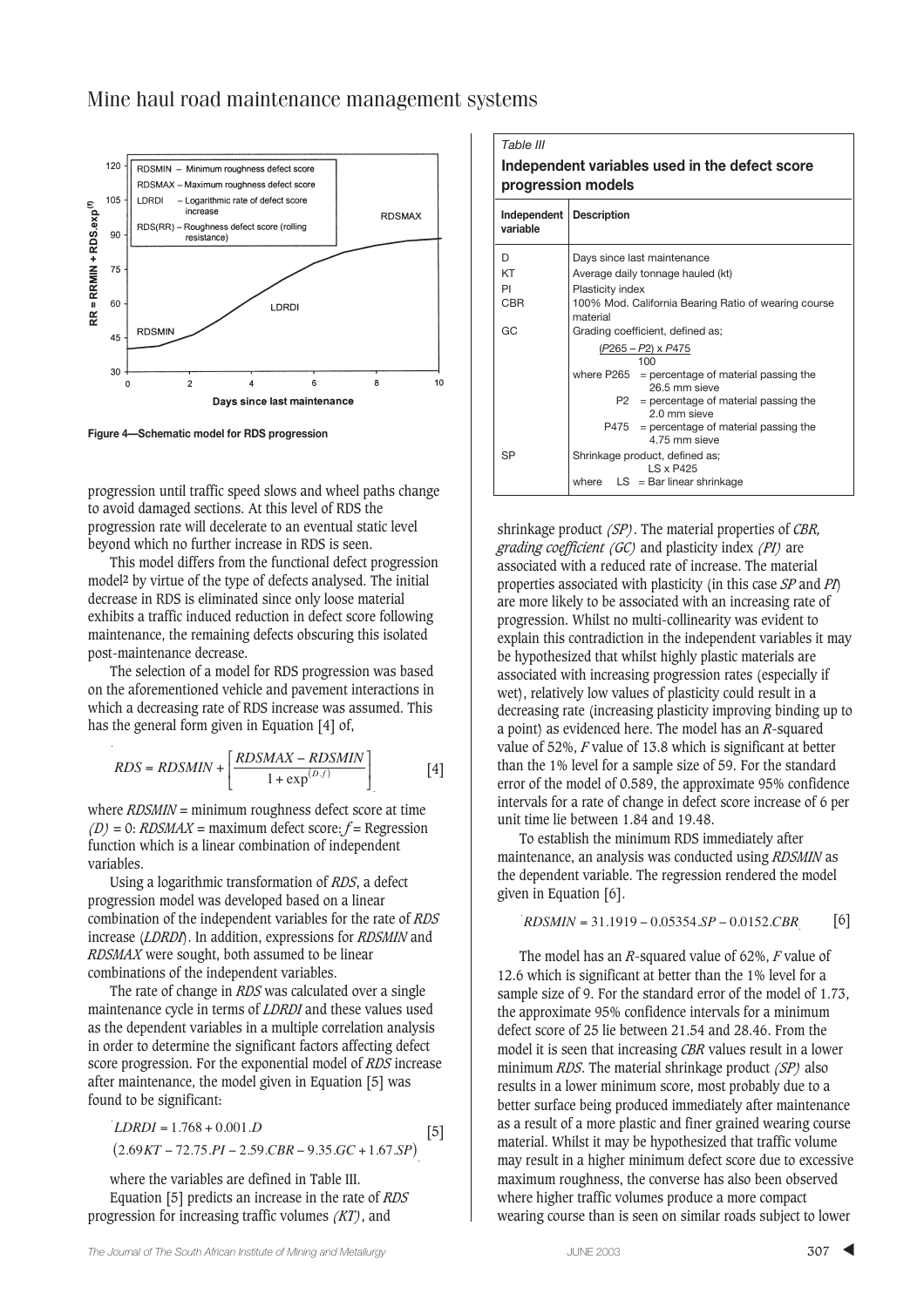Figure 4—Schematic model for RDS progression

progression until traffic speed slows and wheel paths change to avoid damaged sections. At this level of RDS the progression rate will decelerate to an eventual static level beyond which no further increase in RDS is seen.

This model differs from the functional defect progression model[2] by virtue of the type of defects analysed. The initial decrease in RDS is eliminated since only loose material exhibits a traffic induced reduction in defect score following maintenance, the remaining defects obscuring this isolated post-maintenance decrease.

The selection of a model for RDS progression was based on the aforementioned vehicle and pavement interactions in which a decreasing rate of RDS increase was assumed. This has the general form given in Equation [4] of,

$$RDS = RDSMIN + \left[ \frac{RDSMAX - RDSMIN}{1 + \exp^{(D.f)}} \right] \qquad [4]$$

where *RDSMIN* = minimum roughness defect score at time *(D)* = 0: *RDSMAX* = maximum defect score: *f* = Regression function which is a linear combination of independent variables.

Using a logarithmic transformation of *RDS*, a defect progression model was developed based on a linear combination of the independent variables for the rate of *RDS* increase (*LDRDI*). In addition, expressions for *RDSMIN* and *RDSMAX* were sought, both assumed to be linear combinations of the independent variables.

The rate of change in *RDS* was calculated over a single maintenance cycle in terms of *LDRDI* and these values used as the dependent variables in a multiple correlation analysis in order to determine the significant factors affecting defect score progression. For the exponential model of *RDS* increase after maintenance, the model given in Equation [5] was found to be significant:

$$LDRDI = 1.768 + 0.001.D \left(2.69KT - 72.75.PI - 2.59.CBR - 9.35.GC + 1.67.SP\right) \qquad [5]$$

where the variables are defined in Table III.

Equation [5] predicts an increase in the rate of *RDS* progression for increasing traffic volumes *(KT)*, and shrinkage product *(SP)*. The material properties of *CBR, grading coefficient (GC)* and plasticity index *(PI)* are associated with a reduced rate of increase. The material properties associated with plasticity (in this case *SP* and *PI*) are more likely to be associated with an increasing rate of progression. Whilst no multi-collinearity was evident to explain this contradiction in the independent variables it may be hypothesized that whilst highly plastic materials are associated with increasing progression rates (especially if wet), relatively low values of plasticity could result in a decreasing rate (increasing plasticity improving binding up to a point) as evidenced here. The model has an *R*-squared value of 52%, *F* value of 13.8 which is significant at better than the 1% level for a sample size of 59. For the standard error of the model of 0.589, the approximate 95% confidence intervals for a rate of change in defect score increase of 6 per unit time lie between 1.84 and 19.48.

*Table III*

**Independent variables used in the defect score progression models**

| Independent variable | Description |
|---|---|
| D | Days since last maintenance |
| KT | Average daily tonnage hauled (kt) |
| PI | Plasticity index |
| CBR | 100% Mod. California Bearing Ratio of wearing course material |
| GC | Grading coefficient, defined as; $\frac{(P265 - P2) \times P475}{100}$ where P265 = percentage of material passing the 26.5 mm sieve; P2 = percentage of material passing the 2.0 mm sieve; P475 = percentage of material passing the 4.75 mm sieve |
| SP | Shrinkage product, defined as; LS x P425 where LS = Bar linear shrinkage |

To establish the minimum RDS immediately after maintenance, an analysis was conducted using *RDSMIN* as the dependent variable. The regression rendered the model given in Equation [6].

$$RDSMIN = 31.1919 - 0.05354.SP - 0.0152.CBR \qquad [6]$$

The model has an *R*-squared value of 62%, *F* value of 12.6 which is significant at better than the 1% level for a sample size of 9. For the standard error of the model of 1.73, the approximate 95% confidence intervals for a minimum defect score of 25 lie between 21.54 and 28.46. From the model it is seen that increasing *CBR* values result in a lower minimum *RDS*. The material shrinkage product *(SP)* also results in a lower minimum score, most probably due to a better surface being produced immediately after maintenance as a result of a more plastic and finer grained wearing course material. Whilst it may be hypothesized that traffic volume may result in a higher minimum defect score due to excessive maximum roughness, the converse has also been observed where higher traffic volumes produce a more compact wearing course than is seen on similar roads subject to lower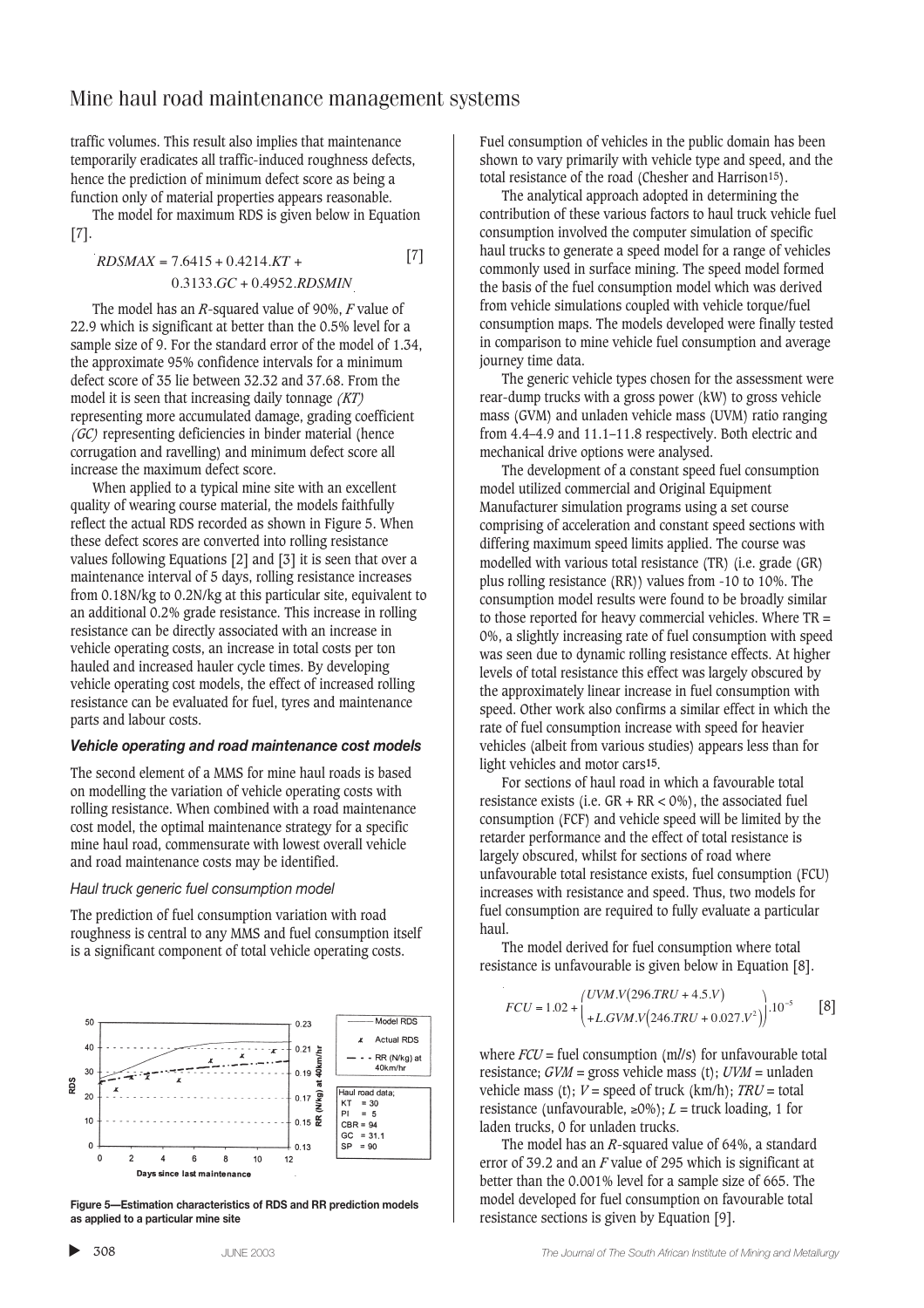traffic volumes. This result also implies that maintenance temporarily eradicates all traffic-induced roughness defects, hence the prediction of minimum defect score as being a function only of material properties appears reasonable.

The model for maximum RDS is given below in Equation [7].

$$RDSMAX = 7.6415 + 0.4214.KT + 0.3133.GC + 0.4952.RDSMIN \quad [7]$$

The model has an $R$-squared value of 90%, $F$ value of 22.9 which is significant at better than the 0.5% level for a sample size of 9. For the standard error of the model of 1.34, the approximate 95% confidence intervals for a minimum defect score of 35 lie between 32.32 and 37.68. From the model it is seen that increasing daily tonnage *(KT)* representing more accumulated damage, grading coefficient *(GC)* representing deficiencies in binder material (hence corrugation and ravelling) and minimum defect score all increase the maximum defect score.

When applied to a typical mine site with an excellent quality of wearing course material, the models faithfully reflect the actual RDS recorded as shown in Figure 5. When these defect scores are converted into rolling resistance values following Equations [2] and [3] it is seen that over a maintenance interval of 5 days, rolling resistance increases from 0.18N/kg to 0.2N/kg at this particular site, equivalent to an additional 0.2% grade resistance. This increase in rolling resistance can be directly associated with an increase in vehicle operating costs, an increase in total costs per ton hauled and increased hauler cycle times. By developing vehicle operating cost models, the effect of increased rolling resistance can be evaluated for fuel, tyres and maintenance parts and labour costs.

Figure 5—Estimation characteristics of RDS and RR prediction models as applied to a particular mine site

### *Vehicle operating and road maintenance cost models*

The second element of a MMS for mine haul roads is based on modelling the variation of vehicle operating costs with rolling resistance. When combined with a road maintenance cost model, the optimal maintenance strategy for a specific mine haul road, commensurate with lowest overall vehicle and road maintenance costs may be identified.

#### *Haul truck generic fuel consumption model*

The prediction of fuel consumption variation with road roughness is central to any MMS and fuel consumption itself is a significant component of total vehicle operating costs.

Fuel consumption of vehicles in the public domain has been shown to vary primarily with vehicle type and speed, and the total resistance of the road (Chesher and Harrison[15]).

The analytical approach adopted in determining the contribution of these various factors to haul truck vehicle fuel consumption involved the computer simulation of specific haul trucks to generate a speed model for a range of vehicles commonly used in surface mining. The speed model formed the basis of the fuel consumption model which was derived from vehicle simulations coupled with vehicle torque/fuel consumption maps. The models developed were finally tested in comparison to mine vehicle fuel consumption and average journey time data.

The generic vehicle types chosen for the assessment were rear-dump trucks with a gross power (kW) to gross vehicle mass (GVM) and unladen vehicle mass (UVM) ratio ranging from 4.4–4.9 and 11.1–11.8 respectively. Both electric and mechanical drive options were analysed.

The development of a constant speed fuel consumption model utilized commercial and Original Equipment Manufacturer simulation programs using a set course comprising of acceleration and constant speed sections with differing maximum speed limits applied. The course was modelled with various total resistance (TR) (i.e. grade (GR) plus rolling resistance (RR)) values from -10 to 10%. The consumption model results were found to be broadly similar to those reported for heavy commercial vehicles. Where TR = 0%, a slightly increasing rate of fuel consumption with speed was seen due to dynamic rolling resistance effects. At higher levels of total resistance this effect was largely obscured by the approximately linear increase in fuel consumption with speed. Other work also confirms a similar effect in which the rate of fuel consumption increase with speed for heavier vehicles (albeit from various studies) appears less than for light vehicles and motor cars[15].

For sections of haul road in which a favourable total resistance exists (i.e. GR + RR < 0%), the associated fuel consumption (FCF) and vehicle speed will be limited by the retarder performance and the effect of total resistance is largely obscured, whilst for sections of road where unfavourable total resistance exists, fuel consumption (FCU) increases with resistance and speed. Thus, two models for fuel consumption are required to fully evaluate a particular haul.

The model derived for fuel consumption where total resistance is unfavourable is given below in Equation [8].

$$FCU = 1.02 + \begin{pmatrix} UVM.V(296.TRU + 4.5.V) \\ +L.GVM.V(246.TRU + 0.027.V^2) \end{pmatrix}.10^{-5} \quad [8]$$

where $FCU$ = fuel consumption (m$l$/s) for unfavourable total resistance; $GVM$ = gross vehicle mass (t); $UVM$ = unladen vehicle mass (t); $V$ = speed of truck (km/h); $TRU$ = total resistance (unfavourable, ≥0%); $L$ = truck loading, 1 for laden trucks, 0 for unladen trucks.

The model has an $R$-squared value of 64%, a standard error of 39.2 and an $F$ value of 295 which is significant at better than the 0.001% level for a sample size of 665. The model developed for fuel consumption on favourable total resistance sections is given by Equation [9].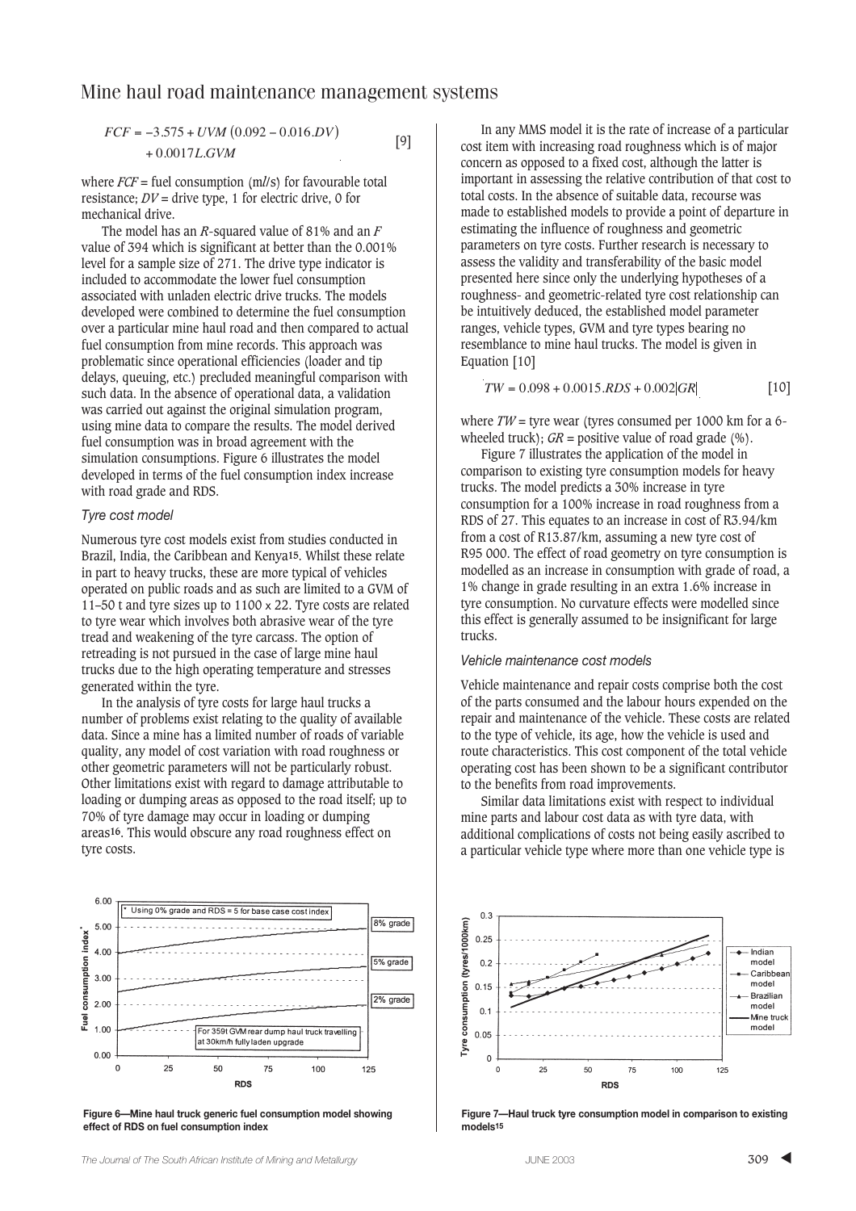$$FCF = -3.575 + UVM\,(0.092 - 0.016.DV) + 0.0017L.GVM \qquad [9]$$

where $FCF$ = fuel consumption (m$l$/s) for favourable total resistance; $DV$ = drive type, 1 for electric drive, 0 for mechanical drive.

The model has an $R$-squared value of 81% and an $F$ value of 394 which is significant at better than the 0.001% level for a sample size of 271. The drive type indicator is included to accommodate the lower fuel consumption associated with unladen electric drive trucks. The models developed were combined to determine the fuel consumption over a particular mine haul road and then compared to actual fuel consumption from mine records. This approach was problematic since operational efficiencies (loader and tip delays, queuing, etc.) precluded meaningful comparison with such data. In the absence of operational data, a validation was carried out against the original simulation program, using mine data to compare the results. The model derived fuel consumption was in broad agreement with the simulation consumptions. Figure 6 illustrates the model developed in terms of the fuel consumption index increase with road grade and RDS.

### Tyre cost model

Numerous tyre cost models exist from studies conducted in Brazil, India, the Caribbean and Kenya[15]. Whilst these relate in part to heavy trucks, these are more typical of vehicles operated on public roads and as such are limited to a GVM of 11–50 t and tyre sizes up to 1100 x 22. Tyre costs are related to tyre wear which involves both abrasive wear of the tyre tread and weakening of the tyre carcass. The option of retreading is not pursued in the case of large mine haul trucks due to the high operating temperature and stresses generated within the tyre.

In the analysis of tyre costs for large haul trucks a number of problems exist relating to the quality of available data. Since a mine has a limited number of roads of variable quality, any model of cost variation with road roughness or other geometric parameters will not be particularly robust. Other limitations exist with regard to damage attributable to loading or dumping areas as opposed to the road itself; up to 70% of tyre damage may occur in loading or dumping areas[16]. This would obscure any road roughness effect on tyre costs.

In any MMS model it is the rate of increase of a particular cost item with increasing road roughness which is of major concern as opposed to a fixed cost, although the latter is important in assessing the relative contribution of that cost to total costs. In the absence of suitable data, recourse was made to established models to provide a point of departure in estimating the influence of roughness and geometric parameters on tyre costs. Further research is necessary to assess the validity and transferability of the basic model presented here since only the underlying hypotheses of a roughness- and geometric-related tyre cost relationship can be intuitively deduced, the established model parameter ranges, vehicle types, GVM and tyre types bearing no resemblance to mine haul trucks. The model is given in Equation [10]

$$TW = 0.098 + 0.0015.RDS + 0.002|GR| \qquad [10]$$

where $TW$ = tyre wear (tyres consumed per 1000 km for a 6-wheeled truck); $GR$ = positive value of road grade (%).

Figure 7 illustrates the application of the model in comparison to existing tyre consumption models for heavy trucks. The model predicts a 30% increase in tyre consumption for a 100% increase in road roughness from a RDS of 27. This equates to an increase in cost of R3.94/km from a cost of R13.87/km, assuming a new tyre cost of R95 000. The effect of road geometry on tyre consumption is modelled as an increase in consumption with grade of road, a 1% change in grade resulting in an extra 1.6% increase in tyre consumption. No curvature effects were modelled since this effect is generally assumed to be insignificant for large trucks.

### Vehicle maintenance cost models

Vehicle maintenance and repair costs comprise both the cost of the parts consumed and the labour hours expended on the repair and maintenance of the vehicle. These costs are related to the type of vehicle, its age, how the vehicle is used and route characteristics. This cost component of the total vehicle operating cost has been shown to be a significant contributor to the benefits from road improvements.

Similar data limitations exist with respect to individual mine parts and labour cost data as with tyre data, with additional complications of costs not being easily ascribed to a particular vehicle type where more than one vehicle type is

**Figure 6—Mine haul truck generic fuel consumption model showing effect of RDS on fuel consumption index**

**Figure 7—Haul truck tyre consumption model in comparison to existing models[15]**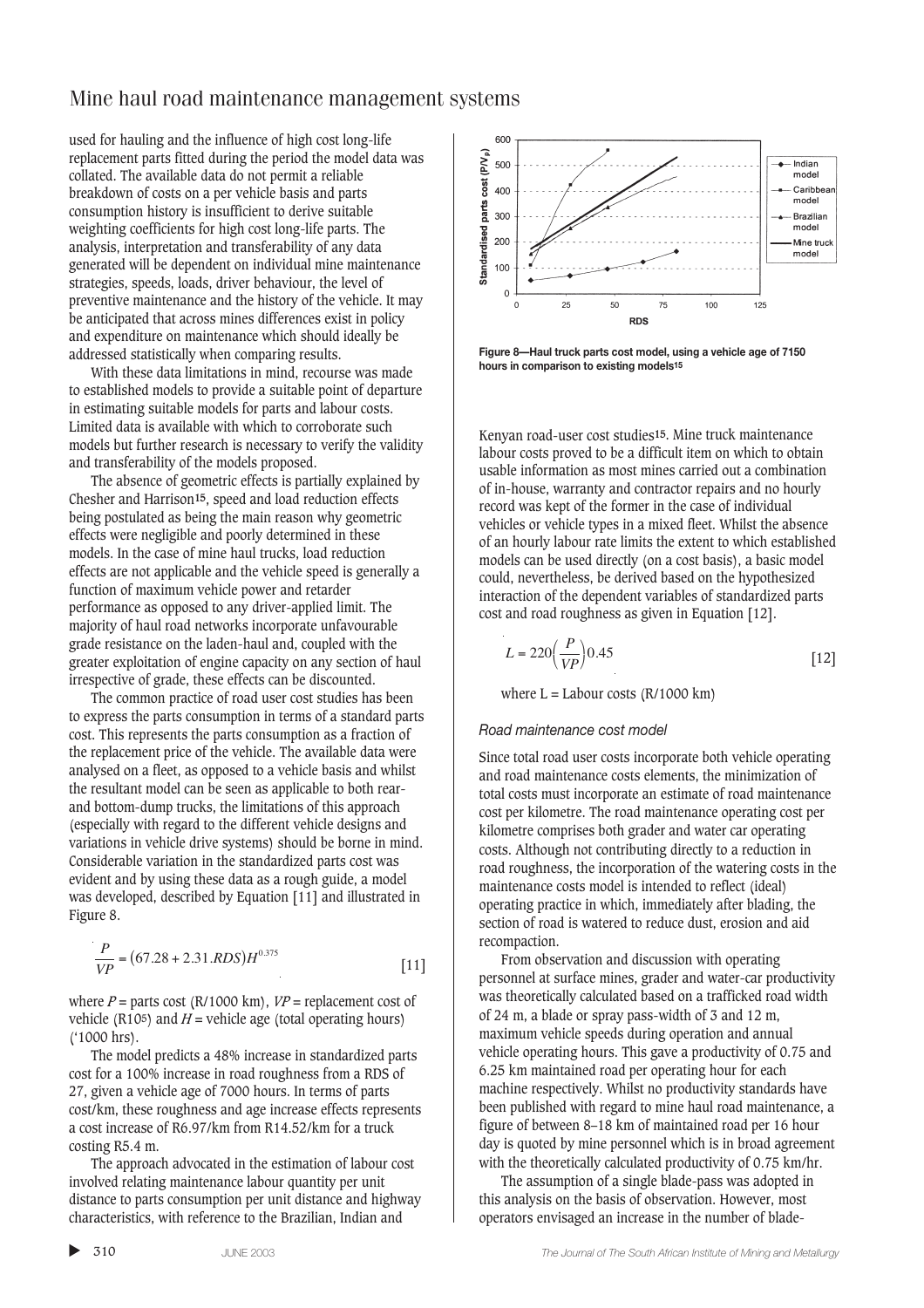used for hauling and the influence of high cost long-life replacement parts fitted during the period the model data was collated. The available data do not permit a reliable breakdown of costs on a per vehicle basis and parts consumption history is insufficient to derive suitable weighting coefficients for high cost long-life parts. The analysis, interpretation and transferability of any data generated will be dependent on individual mine maintenance strategies, speeds, loads, driver behaviour, the level of preventive maintenance and the history of the vehicle. It may be anticipated that across mines differences exist in policy and expenditure on maintenance which should ideally be addressed statistically when comparing results.

With these data limitations in mind, recourse was made to established models to provide a suitable point of departure in estimating suitable models for parts and labour costs. Limited data is available with which to corroborate such models but further research is necessary to verify the validity and transferability of the models proposed.

The absence of geometric effects is partially explained by Chesher and Harrison[15], speed and load reduction effects being postulated as being the main reason why geometric effects were negligible and poorly determined in these models. In the case of mine haul trucks, load reduction effects are not applicable and the vehicle speed is generally a function of maximum vehicle power and retarder performance as opposed to any driver-applied limit. The majority of haul road networks incorporate unfavourable grade resistance on the laden-haul and, coupled with the greater exploitation of engine capacity on any section of haul irrespective of grade, these effects can be discounted.

The common practice of road user cost studies has been to express the parts consumption in terms of a standard parts cost. This represents the parts consumption as a fraction of the replacement price of the vehicle. The available data were analysed on a fleet, as opposed to a vehicle basis and whilst the resultant model can be seen as applicable to both rear- and bottom-dump trucks, the limitations of this approach (especially with regard to the different vehicle designs and variations in vehicle drive systems) should be borne in mind. Considerable variation in the standardized parts cost was evident and by using these data as a rough guide, a model was developed, described by Equation [11] and illustrated in Figure 8.

$$\frac{P}{VP} = (67.28 + 2.31.RDS)H^{0.375} \qquad [11]$$

where $P$ = parts cost (R/1000 km), $VP$ = replacement cost of vehicle (R$10^5$) and $H$ = vehicle age (total operating hours) ('1000 hrs).

The model predicts a 48% increase in standardized parts cost for a 100% increase in road roughness from a RDS of 27, given a vehicle age of 7000 hours. In terms of parts cost/km, these roughness and age increase effects represents a cost increase of R6.97/km from R14.52/km for a truck costing R5.4 m.

The approach advocated in the estimation of labour cost involved relating maintenance labour quantity per unit distance to parts consumption per unit distance and highway characteristics, with reference to the Brazilian, Indian and Kenyan road-user cost studies[15]. Mine truck maintenance labour costs proved to be a difficult item on which to obtain usable information as most mines carried out a combination of in-house, warranty and contractor repairs and no hourly record was kept of the former in the case of individual vehicles or vehicle types in a mixed fleet. Whilst the absence of an hourly labour rate limits the extent to which established models can be used directly (on a cost basis), a basic model could, nevertheless, be derived based on the hypothesized interaction of the dependent variables of standardized parts cost and road roughness as given in Equation [12].

Figure 8—Haul truck parts cost model, using a vehicle age of 7150 hours in comparison to existing models[15]

$$L = 220\left(\frac{P}{VP}\right)0.45 \qquad [12]$$

where L = Labour costs (R/1000 km)

### *Road maintenance cost model*

Since total road user costs incorporate both vehicle operating and road maintenance costs elements, the minimization of total costs must incorporate an estimate of road maintenance cost per kilometre. The road maintenance operating cost per kilometre comprises both grader and water car operating costs. Although not contributing directly to a reduction in road roughness, the incorporation of the watering costs in the maintenance costs model is intended to reflect (ideal) operating practice in which, immediately after blading, the section of road is watered to reduce dust, erosion and aid recompaction.

From observation and discussion with operating personnel at surface mines, grader and water-car productivity was theoretically calculated based on a trafficked road width of 24 m, a blade or spray pass-width of 3 and 12 m, maximum vehicle speeds during operation and annual vehicle operating hours. This gave a productivity of 0.75 and 6.25 km maintained road per operating hour for each machine respectively. Whilst no productivity standards have been published with regard to mine haul road maintenance, a figure of between 8–18 km of maintained road per 16 hour day is quoted by mine personnel which is in broad agreement with the theoretically calculated productivity of 0.75 km/hr.

The assumption of a single blade-pass was adopted in this analysis on the basis of observation. However, most operators envisaged an increase in the number of blade-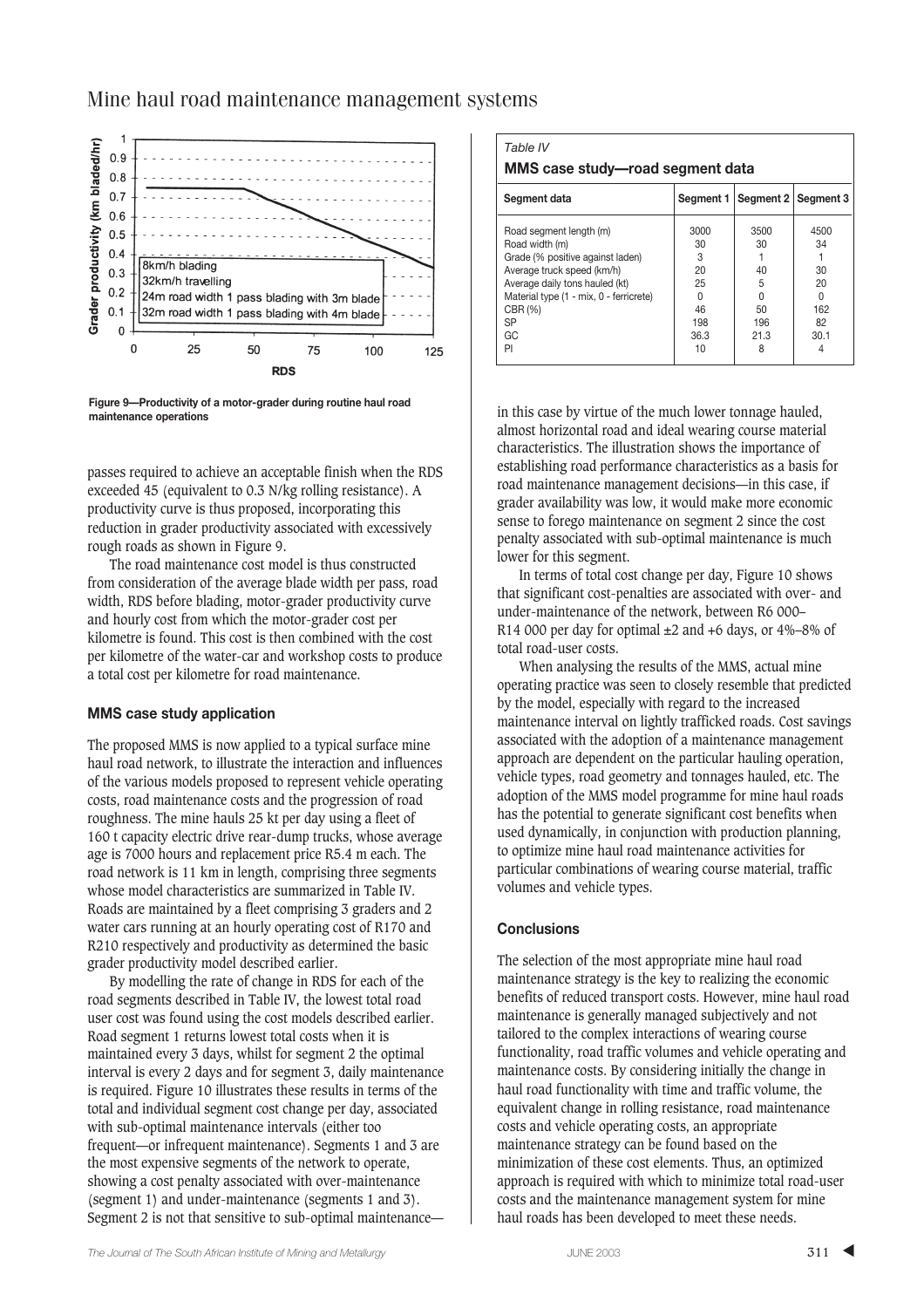Figure 9—Productivity of a motor-grader during routine haul road maintenance operations

passes required to achieve an acceptable finish when the RDS exceeded 45 (equivalent to 0.3 N/kg rolling resistance). A productivity curve is thus proposed, incorporating this reduction in grader productivity associated with excessively rough roads as shown in Figure 9.

The road maintenance cost model is thus constructed from consideration of the average blade width per pass, road width, RDS before blading, motor-grader productivity curve and hourly cost from which the motor-grader cost per kilometre is found. This cost is then combined with the cost per kilometre of the water-car and workshop costs to produce a total cost per kilometre for road maintenance.

### MMS case study application

The proposed MMS is now applied to a typical surface mine haul road network, to illustrate the interaction and influences of the various models proposed to represent vehicle operating costs, road maintenance costs and the progression of road roughness. The mine hauls 25 kt per day using a fleet of 160 t capacity electric drive rear-dump trucks, whose average age is 7000 hours and replacement price R5.4 m each. The road network is 11 km in length, comprising three segments whose model characteristics are summarized in Table IV. Roads are maintained by a fleet comprising 3 graders and 2 water cars running at an hourly operating cost of R170 and R210 respectively and productivity as determined the basic grader productivity model described earlier.

By modelling the rate of change in RDS for each of the road segments described in Table IV, the lowest total road user cost was found using the cost models described earlier. Road segment 1 returns lowest total costs when it is maintained every 3 days, whilst for segment 2 the optimal interval is every 2 days and for segment 3, daily maintenance is required. Figure 10 illustrates these results in terms of the total and individual segment cost change per day, associated with sub-optimal maintenance intervals (either too frequent—or infrequent maintenance). Segments 1 and 3 are the most expensive segments of the network to operate, showing a cost penalty associated with over-maintenance (segment 1) and under-maintenance (segments 1 and 3). Segment 2 is not that sensitive to sub-optimal maintenance—in this case by virtue of the much lower tonnage hauled, almost horizontal road and ideal wearing course material characteristics. The illustration shows the importance of establishing road performance characteristics as a basis for road maintenance management decisions—in this case, if grader availability was low, it would make more economic sense to forego maintenance on segment 2 since the cost penalty associated with sub-optimal maintenance is much lower for this segment.

*Table IV*

**MMS case study—road segment data**

| Segment data | Segment 1 | Segment 2 | Segment 3 |
|---|---|---|---|
| Road segment length (m) | 3000 | 3500 | 4500 |
| Road width (m) | 30 | 30 | 34 |
| Grade (% positive against laden) | 3 | 1 | 1 |
| Average truck speed (km/h) | 20 | 40 | 30 |
| Average daily tons hauled (kt) | 25 | 5 | 20 |
| Material type (1 - mix, 0 - ferricrete) | 0 | 0 | 0 |
| CBR (%) | 46 | 50 | 162 |
| SP | 198 | 196 | 82 |
| GC | 36.3 | 21.3 | 30.1 |
| PI | 10 | 8 | 4 |

In terms of total cost change per day, Figure 10 shows that significant cost-penalties are associated with over- and under-maintenance of the network, between R6 000–R14 000 per day for optimal ±2 and +6 days, or 4%–8% of total road-user costs.

When analysing the results of the MMS, actual mine operating practice was seen to closely resemble that predicted by the model, especially with regard to the increased maintenance interval on lightly trafficked roads. Cost savings associated with the adoption of a maintenance management approach are dependent on the particular hauling operation, vehicle types, road geometry and tonnages hauled, etc. The adoption of the MMS model programme for mine haul roads has the potential to generate significant cost benefits when used dynamically, in conjunction with production planning, to optimize mine haul road maintenance activities for particular combinations of wearing course material, traffic volumes and vehicle types.

### Conclusions

The selection of the most appropriate mine haul road maintenance strategy is the key to realizing the economic benefits of reduced transport costs. However, mine haul road maintenance is generally managed subjectively and not tailored to the complex interactions of wearing course functionality, road traffic volumes and vehicle operating and maintenance costs. By considering initially the change in haul road functionality with time and traffic volume, the equivalent change in rolling resistance, road maintenance costs and vehicle operating costs, an appropriate maintenance strategy can be found based on the minimization of these cost elements. Thus, an optimized approach is required with which to minimize total road-user costs and the maintenance management system for mine haul roads has been developed to meet these needs.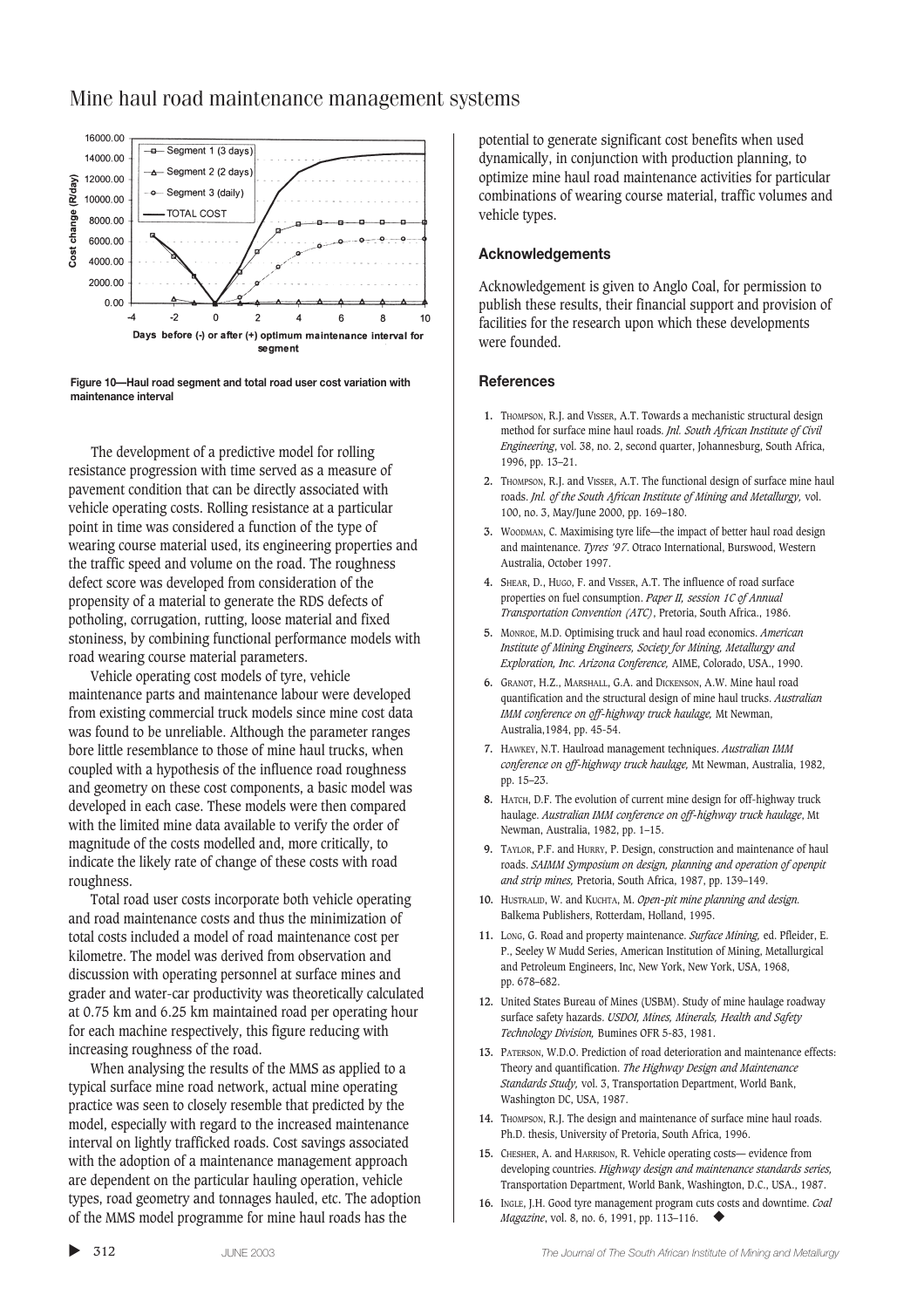16000.00
14000.00
12000.00
10000.00
8000.00
6000.00
4000.00
2000.00
0.00

-4 -2 0 2 4 6 8 10

Cost change (R/day)

Segment 1 (3 days)
Segment 2 (2 days)
Segment 3 (daily)
TOTAL COST

Days before (-) or after (+) optimum maintenance interval for segment

**Figure 10—Haul road segment and total road user cost variation with maintenance interval**

The development of a predictive model for rolling resistance progression with time served as a measure of pavement condition that can be directly associated with vehicle operating costs. Rolling resistance at a particular point in time was considered a function of the type of wearing course material used, its engineering properties and the traffic speed and volume on the road. The roughness defect score was developed from consideration of the propensity of a material to generate the RDS defects of potholing, corrugation, rutting, loose material and fixed stoniness, by combining functional performance models with road wearing course material parameters.

Vehicle operating cost models of tyre, vehicle maintenance parts and maintenance labour were developed from existing commercial truck models since mine cost data was found to be unreliable. Although the parameter ranges bore little resemblance to those of mine haul trucks, when coupled with a hypothesis of the influence road roughness and geometry on these cost components, a basic model was developed in each case. These models were then compared with the limited mine data available to verify the order of magnitude of the costs modelled and, more critically, to indicate the likely rate of change of these costs with road roughness.

Total road user costs incorporate both vehicle operating and road maintenance costs and thus the minimization of total costs included a model of road maintenance cost per kilometre. The model was derived from observation and discussion with operating personnel at surface mines and grader and water-car productivity was theoretically calculated at 0.75 km and 6.25 km maintained road per operating hour for each machine respectively, this figure reducing with increasing roughness of the road.

When analysing the results of the MMS as applied to a typical surface mine road network, actual mine operating practice was seen to closely resemble that predicted by the model, especially with regard to the increased maintenance interval on lightly trafficked roads. Cost savings associated with the adoption of a maintenance management approach are dependent on the particular hauling operation, vehicle types, road geometry and tonnages hauled, etc. The adoption of the MMS model programme for mine haul roads has the potential to generate significant cost benefits when used dynamically, in conjunction with production planning, to optimize mine haul road maintenance activities for particular combinations of wearing course material, traffic volumes and vehicle types.

### Acknowledgements

Acknowledgement is given to Anglo Coal, for permission to publish these results, their financial support and provision of facilities for the research upon which these developments were founded.

### References

1. THOMPSON, R.J. and VISSER, A.T. Towards a mechanistic structural design method for surface mine haul roads. *Jnl. South African Institute of Civil Engineering*, vol. 38, no. 2, second quarter, Johannesburg, South Africa, 1996, pp. 13–21.
2. THOMPSON, R.J. and VISSER, A.T. The functional design of surface mine haul roads. *Jnl. of the South African Institute of Mining and Metallurgy,* vol. 100, no. 3, May/June 2000, pp. 169–180.
3. WOODMAN, C. Maximising tyre life—the impact of better haul road design and maintenance. *Tyres '97*. Otraco International, Burswood, Western Australia, October 1997.
4. SHEAR, D., HUGO, F. and VISSER, A.T. The influence of road surface properties on fuel consumption. *Paper II, session 1C of Annual Transportation Convention (ATC)*, Pretoria, South Africa., 1986.
5. MONROE, M.D. Optimising truck and haul road economics. *American Institute of Mining Engineers, Society for Mining, Metallurgy and Exploration, Inc. Arizona Conference,* AIME, Colorado, USA., 1990.
6. GRANOT, H.Z., MARSHALL, G.A. and DICKENSON, A.W. Mine haul road quantification and the structural design of mine haul trucks. *Australian IMM conference on off-highway truck haulage,* Mt Newman, Australia,1984, pp. 45-54.
7. HAWKEY, N.T. Haulroad management techniques. *Australian IMM conference on off-highway truck haulage,* Mt Newman, Australia, 1982, pp. 15–23.
8. HATCH, D.F. The evolution of current mine design for off-highway truck haulage. *Australian IMM conference on off-highway truck haulage*, Mt Newman, Australia, 1982, pp. 1–15.
9. TAYLOR, P.F. and HURRY, P. Design, construction and maintenance of haul roads. *SAIMM Symposium on design, planning and operation of openpit and strip mines,* Pretoria, South Africa, 1987, pp. 139–149.
10. HUSTRALID, W. and KUCHTA, M. *Open-pit mine planning and design.* Balkema Publishers, Rotterdam, Holland, 1995.
11. LONG, G. Road and property maintenance. *Surface Mining,* ed. Pfleider, E. P., Seeley W Mudd Series, American Institution of Mining, Metallurgical and Petroleum Engineers, Inc, New York, New York, USA, 1968, pp. 678–682.
12. United States Bureau of Mines (USBM). Study of mine haulage roadway surface safety hazards. *USDOI, Mines, Minerals, Health and Safety Technology Division,* Bumines OFR 5-83, 1981.
13. PATERSON, W.D.O. Prediction of road deterioration and maintenance effects: Theory and quantification. *The Highway Design and Maintenance Standards Study,* vol. 3, Transportation Department, World Bank, Washington DC, USA, 1987.
14. THOMPSON, R.J. The design and maintenance of surface mine haul roads. Ph.D. thesis, University of Pretoria, South Africa, 1996.
15. CHESHER, A. and HARRISON, R. Vehicle operating costs— evidence from developing countries. *Highway design and maintenance standards series,* Transportation Department, World Bank, Washington, D.C., USA., 1987.
16. INGLE, J.H. Good tyre management program cuts costs and downtime. *Coal Magazine*, vol. 8, no. 6, 1991, pp. 113–116. ◆